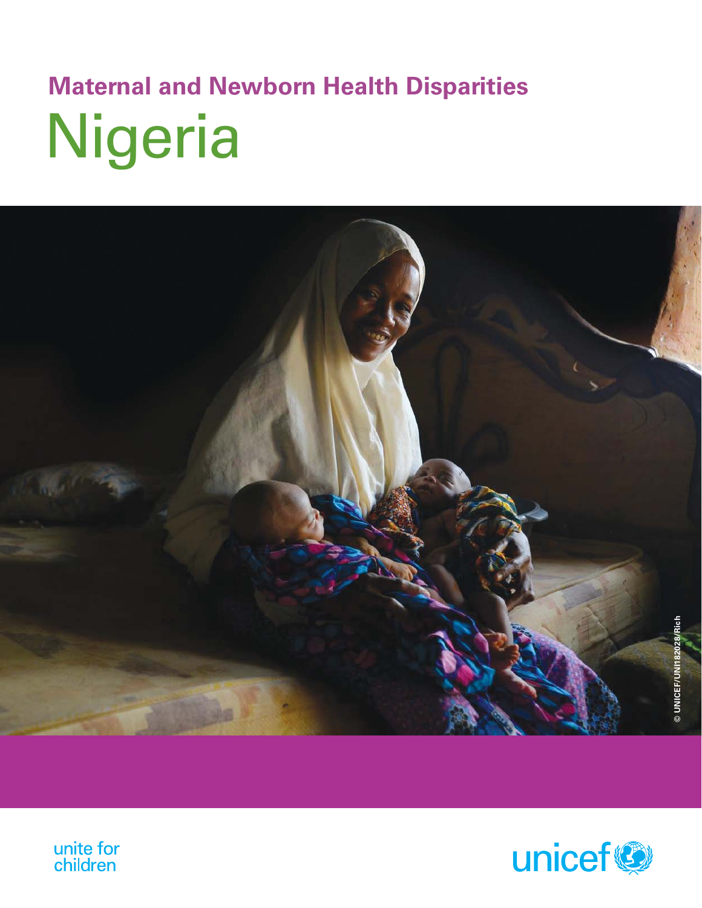## Maternal and Newborn Health Disparities

# Nigeria

© UNICEF/UNI182028/Rich

unite for children

unicef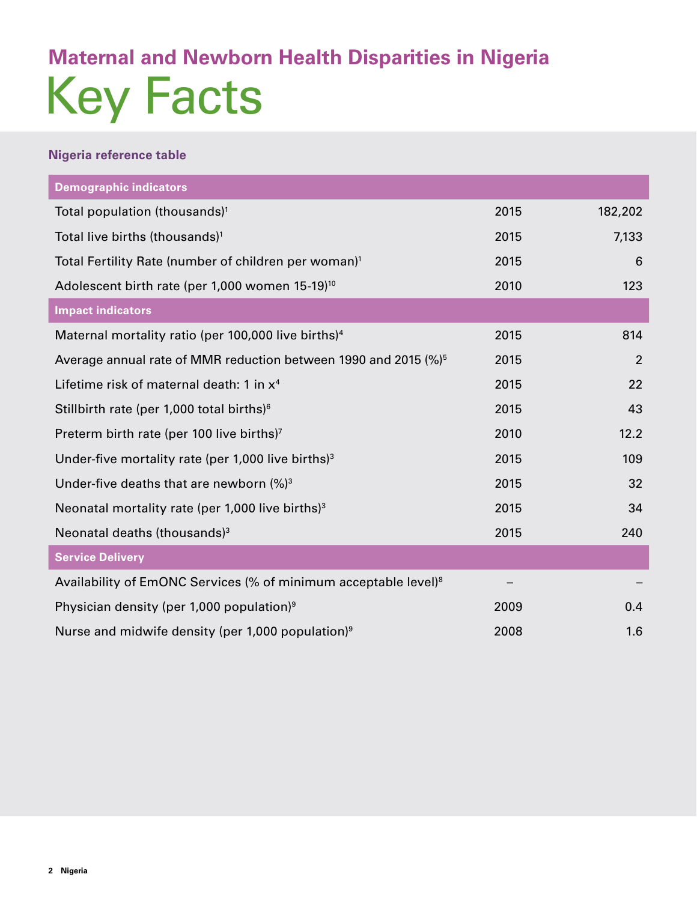## Maternal and Newborn Health Disparities in Nigeria

# Key Facts

### Nigeria reference table

| Demographic indicators | | |
|---|---|---|
| Total population (thousands)[1] | 2015 | 182,202 |
| Total live births (thousands)[1] | 2015 | 7,133 |
| Total Fertility Rate (number of children per woman)[1] | 2015 | 6 |
| Adolescent birth rate (per 1,000 women 15-19)[10] | 2010 | 123 |
| **Impact indicators** | | |
| Maternal mortality ratio (per 100,000 live births)[4] | 2015 | 814 |
| Average annual rate of MMR reduction between 1990 and 2015 (%)[5] | 2015 | 2 |
| Lifetime risk of maternal death: 1 in x[4] | 2015 | 22 |
| Stillbirth rate (per 1,000 total births)[6] | 2015 | 43 |
| Preterm birth rate (per 100 live births)[7] | 2010 | 12.2 |
| Under-five mortality rate (per 1,000 live births)[3] | 2015 | 109 |
| Under-five deaths that are newborn (%)[3] | 2015 | 32 |
| Neonatal mortality rate (per 1,000 live births)[3] | 2015 | 34 |
| Neonatal deaths (thousands)[3] | 2015 | 240 |
| **Service Delivery** | | |
| Availability of EmONC Services (% of minimum acceptable level)[8] | – | – |
| Physician density (per 1,000 population)[9] | 2009 | 0.4 |
| Nurse and midwife density (per 1,000 population)[9] | 2008 | 1.6 |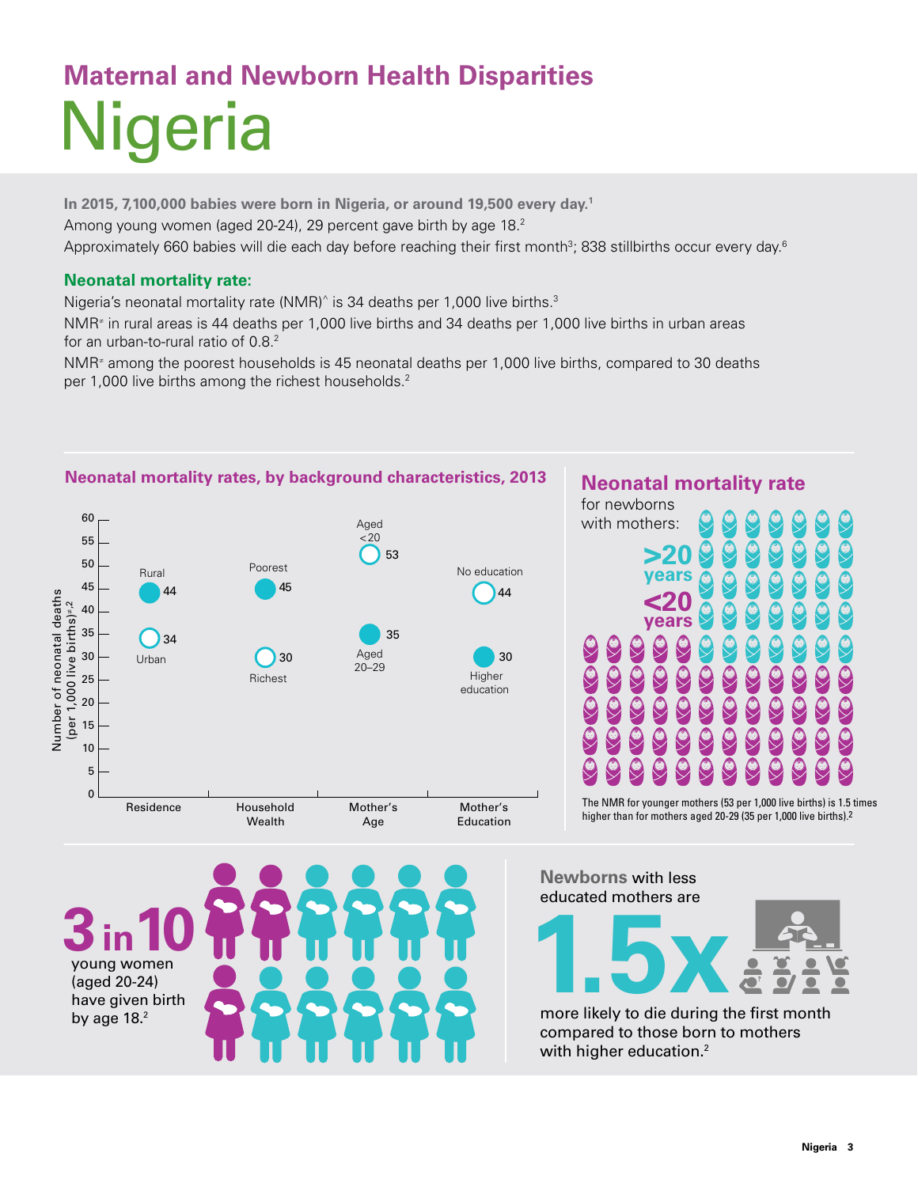# Maternal and Newborn Health Disparities

# Nigeria

**In 2015, 7,100,000 babies were born in Nigeria, or around 19,500 every day.[1]**

Among young women (aged 20-24), 29 percent gave birth by age 18.[2]

Approximately 660 babies will die each day before reaching their first month[3]; 838 stillbirths occur every day.[6]

### Neonatal mortality rate:

Nigeria's neonatal mortality rate (NMR)^ is 34 deaths per 1,000 live births.[3]

NMR≠ in rural areas is 44 deaths per 1,000 live births and 34 deaths per 1,000 live births in urban areas for an urban-to-rural ratio of 0.8.[2]

NMR≠ among the poorest households is 45 neonatal deaths per 1,000 live births, compared to 30 deaths per 1,000 live births among the richest households.[2]

### Neonatal mortality rates, by background characteristics, 2013

Number of neonatal deaths (per 1,000 live births)≠,2

| Characteristic | Group | NMR | Group | NMR |
|---|---|---|---|---|
| Residence | Rural | 44 | Urban | 34 |
| Household Wealth | Poorest | 45 | Richest | 30 |
| Mother's Age | Aged <20 | 53 | Aged 20–29 | 35 |
| Mother's Education | No education | 44 | Higher education | 30 |

### Neonatal mortality rate

for newborns with mothers:

**>20 years**

**<20 years**

The NMR for younger mothers (53 per 1,000 live births) is 1.5 times higher than for mothers aged 20-29 (35 per 1,000 live births).[2]

**3 in 10** young women (aged 20-24) have given birth by age 18.[2]

**Newborns** with less educated mothers are **1.5x** more likely to die during the first month compared to those born to mothers with higher education.[2]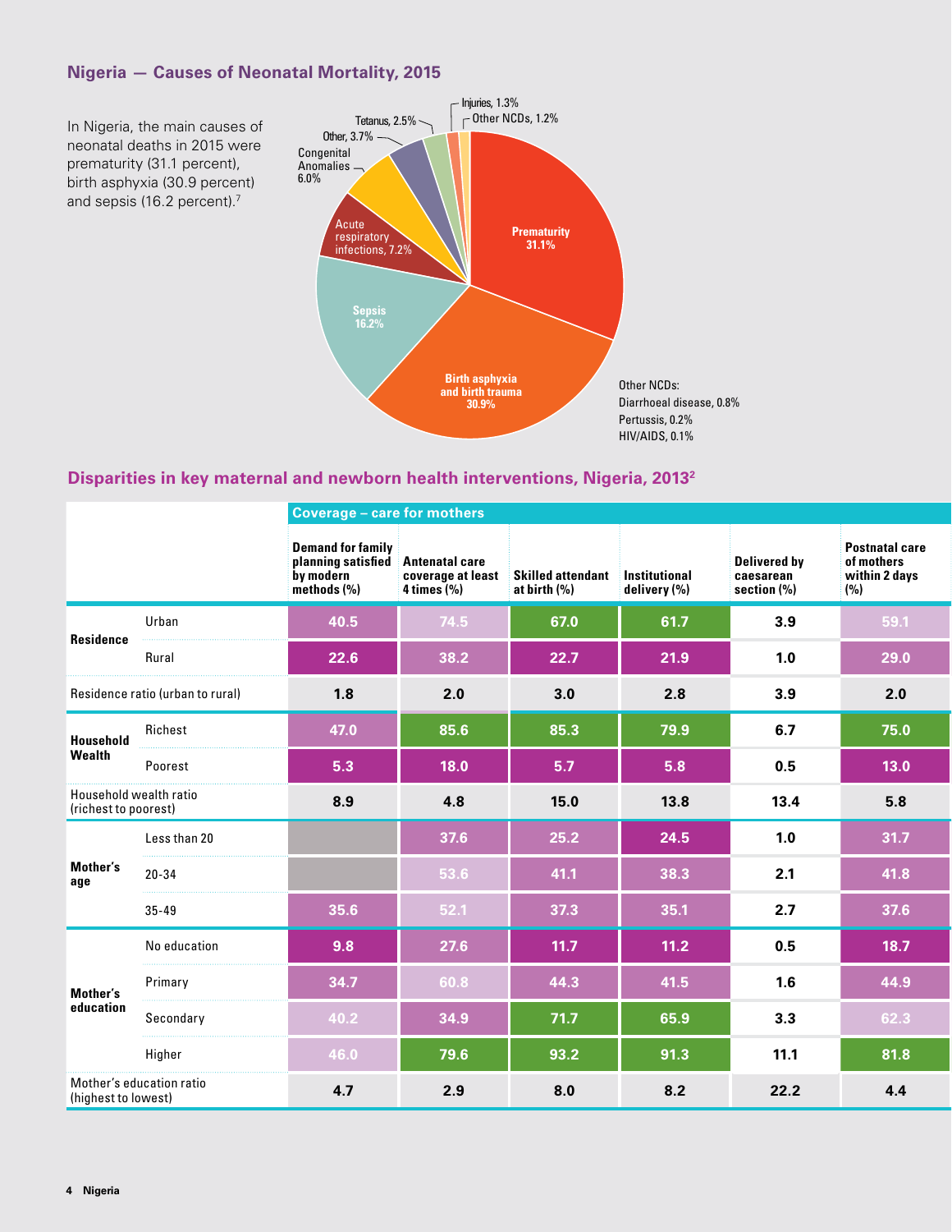## Nigeria — Causes of Neonatal Mortality, 2015

In Nigeria, the main causes of neonatal deaths in 2015 were prematurity (31.1 percent), birth asphyxia (30.9 percent) and sepsis (16.2 percent).[7]

- Prematurity 31.1%
- Birth asphyxia and birth trauma 30.9%
- Sepsis 16.2%
- Acute respiratory infections, 7.2%
- Congenital Anomalies 6.0%
- Other, 3.7%
- Tetanus, 2.5%
- Injuries, 1.3%
- Other NCDs, 1.2%

Other NCDs:
Diarrhoeal disease, 0.8%
Pertussis, 0.2%
HIV/AIDS, 0.1%

## Disparities in key maternal and newborn health interventions, Nigeria, 2013[2]

| | | Coverage – care for mothers | | | | | |
|---|---|---|---|---|---|---|---|
| | | Demand for family planning satisfied by modern methods (%) | Antenatal care coverage at least 4 times (%) | Skilled attendant at birth (%) | Institutional delivery (%) | Delivered by caesarean section (%) | Postnatal care of mothers within 2 days (%) |
| Residence | Urban | 40.5 | 74.5 | 67.0 | 61.7 | 3.9 | 59.1 |
| | Rural | 22.6 | 38.2 | 22.7 | 21.9 | 1.0 | 29.0 |
| Residence ratio (urban to rural) | | 1.8 | 2.0 | 3.0 | 2.8 | 3.9 | 2.0 |
| Household Wealth | Richest | 47.0 | 85.6 | 85.3 | 79.9 | 6.7 | 75.0 |
| | Poorest | 5.3 | 18.0 | 5.7 | 5.8 | 0.5 | 13.0 |
| Household wealth ratio (richest to poorest) | | 8.9 | 4.8 | 15.0 | 13.8 | 13.4 | 5.8 |
| Mother's age | Less than 20 | | 37.6 | 25.2 | 24.5 | 1.0 | 31.7 |
| | 20-34 | | 53.6 | 41.1 | 38.3 | 2.1 | 41.8 |
| | 35-49 | 35.6 | 52.1 | 37.3 | 35.1 | 2.7 | 37.6 |
| Mother's education | No education | 9.8 | 27.6 | 11.7 | 11.2 | 0.5 | 18.7 |
| | Primary | 34.7 | 60.8 | 44.3 | 41.5 | 1.6 | 44.9 |
| | Secondary | 40.2 | 34.9 | 71.7 | 65.9 | 3.3 | 62.3 |
| | Higher | 46.0 | 79.6 | 93.2 | 91.3 | 11.1 | 81.8 |
| Mother's education ratio (highest to lowest) | | 4.7 | 2.9 | 8.0 | 8.2 | 22.2 | 4.4 |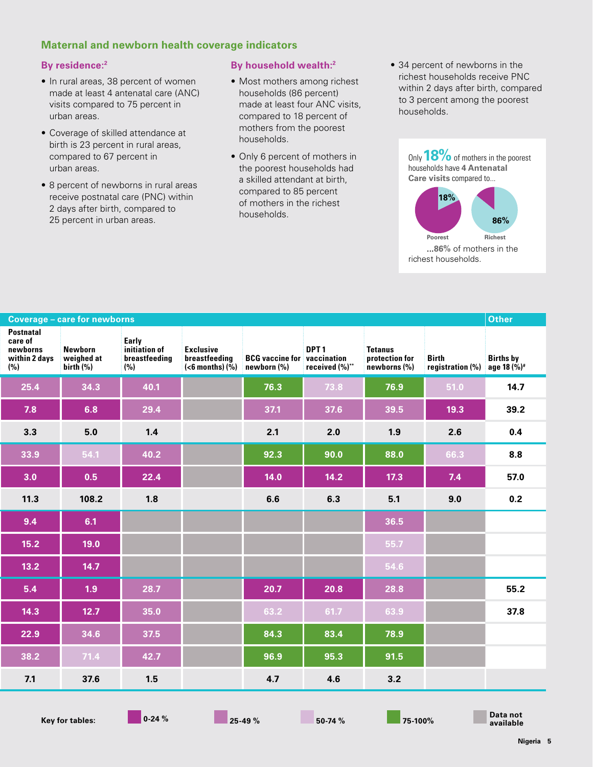## Maternal and newborn health coverage indicators

### By residence:[2]

- In rural areas, 38 percent of women made at least 4 antenatal care (ANC) visits compared to 75 percent in urban areas.
- Coverage of skilled attendance at birth is 23 percent in rural areas, compared to 67 percent in urban areas.
- 8 percent of newborns in rural areas receive postnatal care (PNC) within 2 days after birth, compared to 25 percent in urban areas.

### By household wealth:[2]

- Most mothers among richest households (86 percent) made at least four ANC visits, compared to 18 percent of mothers from the poorest households.
- Only 6 percent of mothers in the poorest households had a skilled attendant at birth, compared to 85 percent of mothers in the richest households.
- 34 percent of newborns in the richest households receive PNC within 2 days after birth, compared to 3 percent among the poorest households.

Only **18%** of mothers in the poorest households have **4 Antenatal Care visits** compared to...

18% — Poorest | 86% — Richest

...**86%** of mothers in the richest households.

| Coverage – care for newborns | | | | | | | | Other |
|---|---|---|---|---|---|---|---|---|
| Postnatal care of newborns within 2 days (%) | Newborn weighed at birth (%) | Early initiation of breastfeeding (%) | Exclusive breastfeeding (<6 months) (%) | BCG vaccine for newborn (%) | DPT 1 vaccination received (%)** | Tetanus protection for newborns (%) | Birth registration (%) | Births by age 18 (%)# |
| 25.4 | 34.3 | 40.1 | | 76.3 | 73.8 | 76.9 | 51.0 | 14.7 |
| 7.8 | 6.8 | 29.4 | | 37.1 | 37.6 | 39.5 | 19.3 | 39.2 |
| 3.3 | 5.0 | 1.4 | | 2.1 | 2.0 | 1.9 | 2.6 | 0.4 |
| 33.9 | 54.1 | 40.2 | | 92.3 | 90.0 | 88.0 | 66.3 | 8.8 |
| 3.0 | 0.5 | 22.4 | | 14.0 | 14.2 | 17.3 | 7.4 | 57.0 |
| 11.3 | 108.2 | 1.8 | | 6.6 | 6.3 | 5.1 | 9.0 | 0.2 |
| 9.4 | 6.1 | | | | | 36.5 | | |
| 15.2 | 19.0 | | | | | 55.7 | | |
| 13.2 | 14.7 | | | | | 54.6 | | |
| 5.4 | 1.9 | 28.7 | | 20.7 | 20.8 | 28.8 | | 55.2 |
| 14.3 | 12.7 | 35.0 | | 63.2 | 61.7 | 63.9 | | 37.8 |
| 22.9 | 34.6 | 37.5 | | 84.3 | 83.4 | 78.9 | | |
| 38.2 | 71.4 | 42.7 | | 96.9 | 95.3 | 91.5 | | |
| 7.1 | 37.6 | 1.5 | | 4.7 | 4.6 | 3.2 | | |

**Key for tables:** 0-24 % | 25-49 % | 50-74 % | 75-100% | Data not available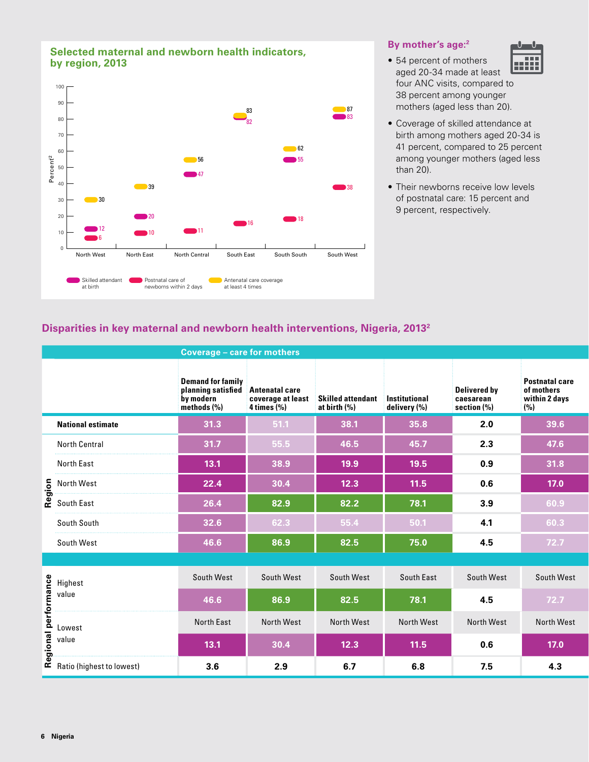## Selected maternal and newborn health indicators, by region, 2013

| Region | Skilled attendant at birth | Postnatal care of newborns within 2 days | Antenatal care coverage at least 4 times |
|---|---|---|---|
| North West | 12 | 6 | 30 |
| North East | 20 | 10 | 39 |
| North Central | 47 | 11 | 56 |
| South East | 82 | 16 | 83 |
| South South | 55 | 18 | 62 |
| South West | 83 | 38 | 87 |

### By mother's age:[2]

- 54 percent of mothers aged 20-34 made at least four ANC visits, compared to 38 percent among younger mothers (aged less than 20).
- Coverage of skilled attendance at birth among mothers aged 20-34 is 41 percent, compared to 25 percent among younger mothers (aged less than 20).
- Their newborns receive low levels of postnatal care: 15 percent and 9 percent, respectively.

## Disparities in key maternal and newborn health interventions, Nigeria, 2013[2]

| | | Coverage – care for mothers | | | | | |
|---|---|---|---|---|---|---|---|
| | | Demand for family planning satisfied by modern methods (%) | Antenatal care coverage at least 4 times (%) | Skilled attendant at birth (%) | Institutional delivery (%) | Delivered by caesarean section (%) | Postnatal care of mothers within 2 days (%) |
| | **National estimate** | 31.3 | 51.1 | 38.1 | 35.8 | 2.0 | 39.6 |
| Region | North Central | 31.7 | 55.5 | 46.5 | 45.7 | 2.3 | 47.6 |
| | North East | 13.1 | 38.9 | 19.9 | 19.5 | 0.9 | 31.8 |
| | North West | 22.4 | 30.4 | 12.3 | 11.5 | 0.6 | 17.0 |
| | South East | 26.4 | 82.9 | 82.2 | 78.1 | 3.9 | 60.9 |
| | South South | 32.6 | 62.3 | 55.4 | 50.1 | 4.1 | 60.3 |
| | South West | 46.6 | 86.9 | 82.5 | 75.0 | 4.5 | 72.7 |
| Regional performance | Highest value | South West | South West | South West | South East | South West | South West |
| | | 46.6 | 86.9 | 82.5 | 78.1 | 4.5 | 72.7 |
| | Lowest value | North East | North West | North West | North West | North West | North West |
| | | 13.1 | 30.4 | 12.3 | 11.5 | 0.6 | 17.0 |
| | Ratio (highest to lowest) | 3.6 | 2.9 | 6.7 | 6.8 | 7.5 | 4.3 |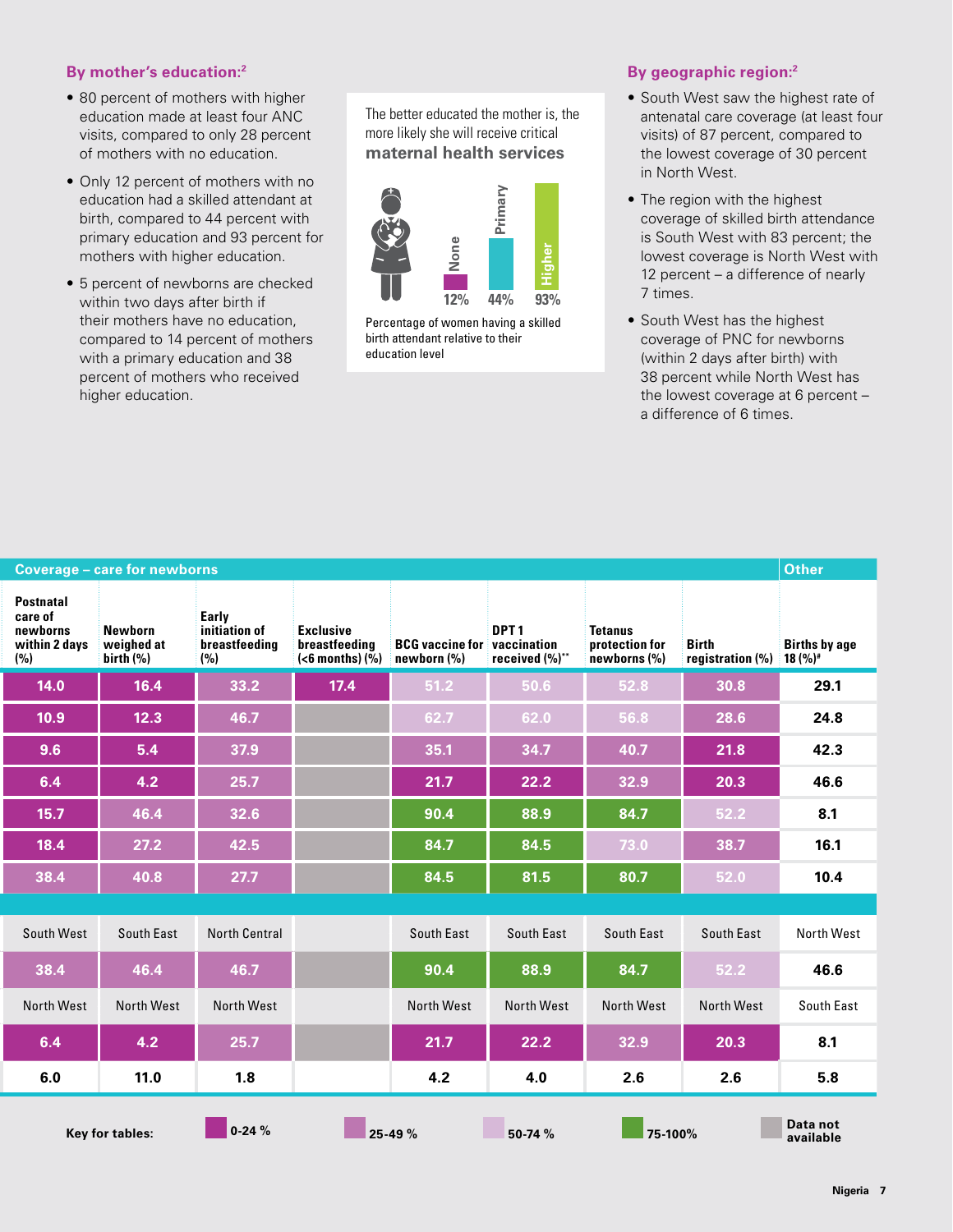### By mother's education:[2]

- 80 percent of mothers with higher education made at least four ANC visits, compared to only 28 percent of mothers with no education.
- Only 12 percent of mothers with no education had a skilled attendant at birth, compared to 44 percent with primary education and 93 percent for mothers with higher education.
- 5 percent of newborns are checked within two days after birth if their mothers have no education, compared to 14 percent of mothers with a primary education and 38 percent of mothers who received higher education.

The better educated the mother is, the more likely she will receive critical **maternal health services**

| None | Primary | Higher |
|---|---|---|
| 12% | 44% | 93% |

Percentage of women having a skilled birth attendant relative to their education level

### By geographic region:[2]

- South West saw the highest rate of antenatal care coverage (at least four visits) of 87 percent, compared to the lowest coverage of 30 percent in North West.
- The region with the highest coverage of skilled birth attendance is South West with 83 percent; the lowest coverage is North West with 12 percent – a difference of nearly 7 times.
- South West has the highest coverage of PNC for newborns (within 2 days after birth) with 38 percent while North West has the lowest coverage at 6 percent – a difference of 6 times.

| Coverage – care for newborns | | | | | | | | Other |
|---|---|---|---|---|---|---|---|---|
| Postnatal care of newborns within 2 days (%) | Newborn weighed at birth (%) | Early initiation of breastfeeding (%) | Exclusive breastfeeding (<6 months) (%) | BCG vaccine for newborn (%) | DPT 1 vaccination received (%)** | Tetanus protection for newborns (%) | Birth registration (%) | Births by age 18 (%)# |
| 14.0 | 16.4 | 33.2 | 17.4 | 51.2 | 50.6 | 52.8 | 30.8 | 29.1 |
| 10.9 | 12.3 | 46.7 | | 62.7 | 62.0 | 56.8 | 28.6 | 24.8 |
| 9.6 | 5.4 | 37.9 | | 35.1 | 34.7 | 40.7 | 21.8 | 42.3 |
| 6.4 | 4.2 | 25.7 | | 21.7 | 22.2 | 32.9 | 20.3 | 46.6 |
| 15.7 | 46.4 | 32.6 | | 90.4 | 88.9 | 84.7 | 52.2 | 8.1 |
| 18.4 | 27.2 | 42.5 | | 84.7 | 84.5 | 73.0 | 38.7 | 16.1 |
| 38.4 | 40.8 | 27.7 | | 84.5 | 81.5 | 80.7 | 52.0 | 10.4 |
| South West | South East | North Central | | South East | South East | South East | South East | North West |
| 38.4 | 46.4 | 46.7 | | 90.4 | 88.9 | 84.7 | 52.2 | 46.6 |
| North West | North West | North West | | North West | North West | North West | North West | South East |
| 6.4 | 4.2 | 25.7 | | 21.7 | 22.2 | 32.9 | 20.3 | 8.1 |
| 6.0 | 11.0 | 1.8 | | 4.2 | 4.0 | 2.6 | 2.6 | 5.8 |

Key for tables: 0-24 % | 25-49 % | 50-74 % | 75-100% | Data not available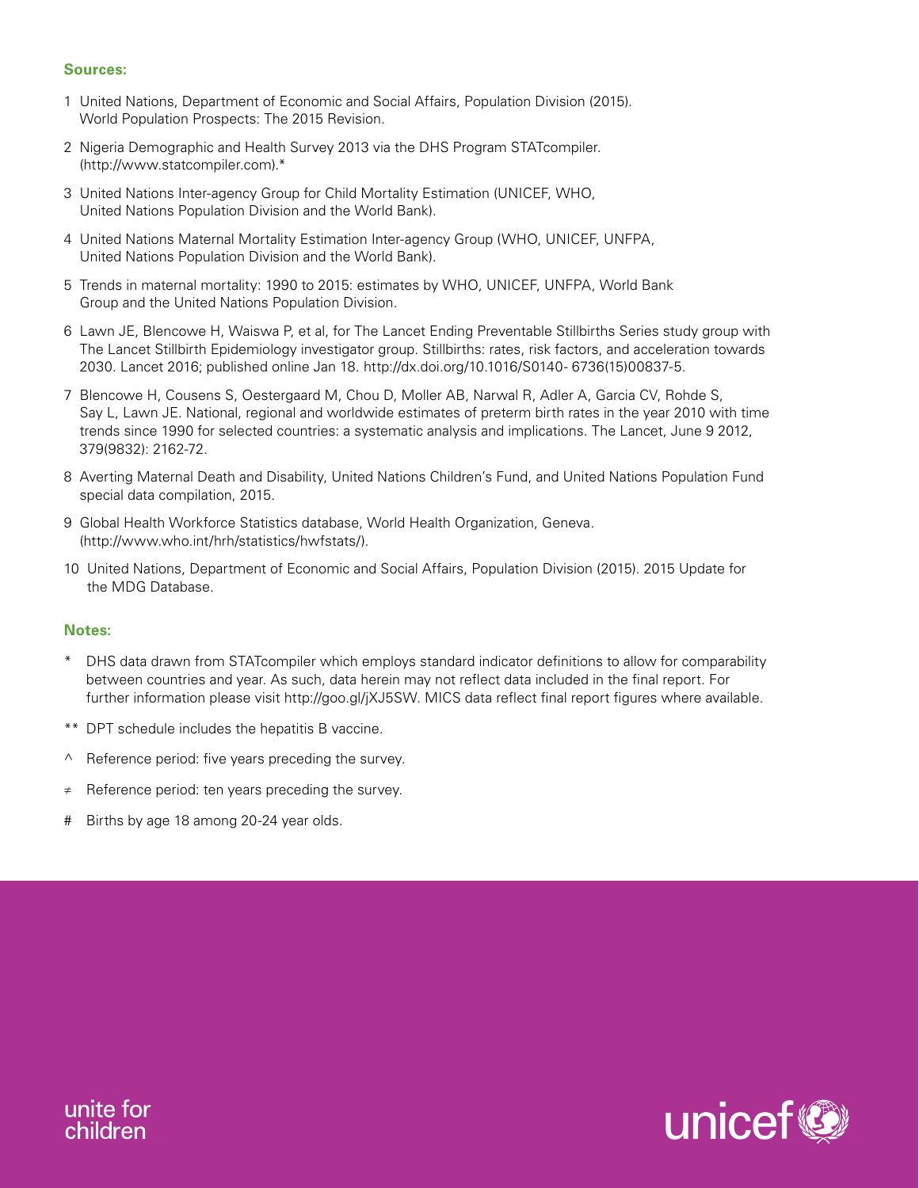**Sources:**

1. United Nations, Department of Economic and Social Affairs, Population Division (2015). World Population Prospects: The 2015 Revision.
2. Nigeria Demographic and Health Survey 2013 via the DHS Program STATcompiler. (http://www.statcompiler.com).*
3. United Nations Inter-agency Group for Child Mortality Estimation (UNICEF, WHO, United Nations Population Division and the World Bank).
4. United Nations Maternal Mortality Estimation Inter-agency Group (WHO, UNICEF, UNFPA, United Nations Population Division and the World Bank).
5. Trends in maternal mortality: 1990 to 2015: estimates by WHO, UNICEF, UNFPA, World Bank Group and the United Nations Population Division.
6. Lawn JE, Blencowe H, Waiswa P, et al, for The Lancet Ending Preventable Stillbirths Series study group with The Lancet Stillbirth Epidemiology investigator group. Stillbirths: rates, risk factors, and acceleration towards 2030. Lancet 2016; published online Jan 18. http://dx.doi.org/10.1016/S0140- 6736(15)00837-5.
7. Blencowe H, Cousens S, Oestergaard M, Chou D, Moller AB, Narwal R, Adler A, Garcia CV, Rohde S, Say L, Lawn JE. National, regional and worldwide estimates of preterm birth rates in the year 2010 with time trends since 1990 for selected countries: a systematic analysis and implications. The Lancet, June 9 2012, 379(9832): 2162-72.
8. Averting Maternal Death and Disability, United Nations Children's Fund, and United Nations Population Fund special data compilation, 2015.
9. Global Health Workforce Statistics database, World Health Organization, Geneva. (http://www.who.int/hrh/statistics/hwfstats/).
10. United Nations, Department of Economic and Social Affairs, Population Division (2015). 2015 Update for the MDG Database.

**Notes:**

\* DHS data drawn from STATcompiler which employs standard indicator definitions to allow for comparability between countries and year. As such, data herein may not reflect data included in the final report. For further information please visit http://goo.gl/jXJ5SW. MICS data reflect final report figures where available.

** DPT schedule includes the hepatitis B vaccine.

^ Reference period: five years preceding the survey.

≠ Reference period: ten years preceding the survey.

\# Births by age 18 among 20-24 year olds.

unite for children

unicef